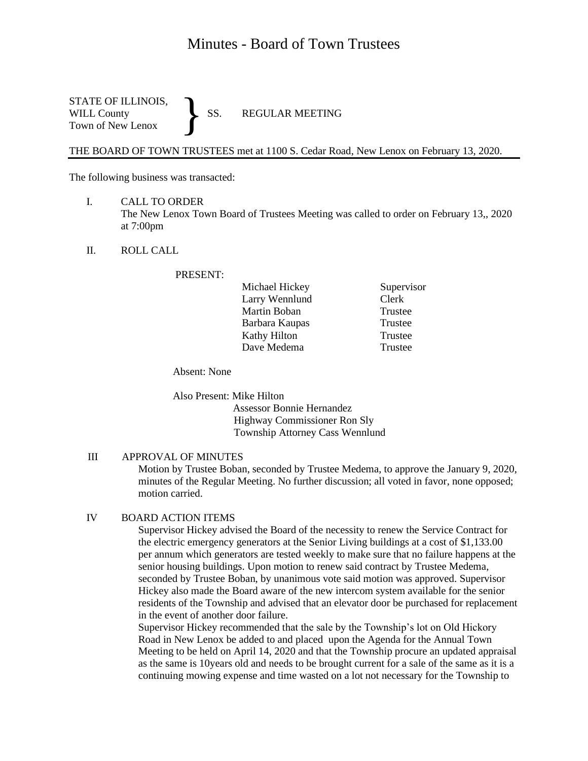# Minutes - Board of Town Trustees

STATE OF ILLINOIS,
WILL County
Town of New Lenox

} SS. REGULAR MEETING

THE BOARD OF TOWN TRUSTEES met at 1100 S. Cedar Road, New Lenox on February 13, 2020.

The following business was transacted:

I. CALL TO ORDER
The New Lenox Town Board of Trustees Meeting was called to order on February 13,, 2020 at 7:00pm

II. ROLL CALL

PRESENT:

| | |
|---|---|
| Michael Hickey | Supervisor |
| Larry Wennlund | Clerk |
| Martin Boban | Trustee |
| Barbara Kaupas | Trustee |
| Kathy Hilton | Trustee |
| Dave Medema | Trustee |

Absent: None

Also Present: Mike Hilton
Assessor Bonnie Hernandez
Highway Commissioner Ron Sly
Township Attorney Cass Wennlund

III APPROVAL OF MINUTES
Motion by Trustee Boban, seconded by Trustee Medema, to approve the January 9, 2020, minutes of the Regular Meeting. No further discussion; all voted in favor, none opposed; motion carried.

IV BOARD ACTION ITEMS
Supervisor Hickey advised the Board of the necessity to renew the Service Contract for the electric emergency generators at the Senior Living buildings at a cost of $1,133.00 per annum which generators are tested weekly to make sure that no failure happens at the senior housing buildings. Upon motion to renew said contract by Trustee Medema, seconded by Trustee Boban, by unanimous vote said motion was approved. Supervisor Hickey also made the Board aware of the new intercom system available for the senior residents of the Township and advised that an elevator door be purchased for replacement in the event of another door failure.
Supervisor Hickey recommended that the sale by the Township's lot on Old Hickory Road in New Lenox be added to and placed upon the Agenda for the Annual Town Meeting to be held on April 14, 2020 and that the Township procure an updated appraisal as the same is 10years old and needs to be brought current for a sale of the same as it is a continuing mowing expense and time wasted on a lot not necessary for the Township to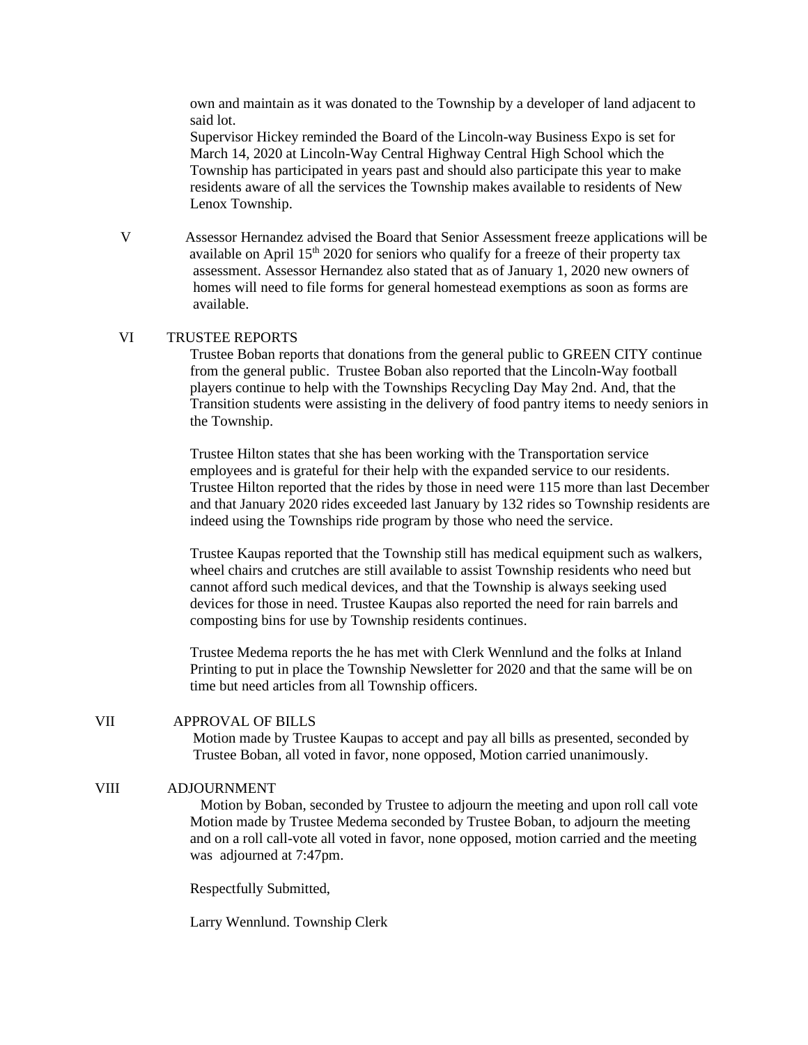own and maintain as it was donated to the Township by a developer of land adjacent to said lot.

Supervisor Hickey reminded the Board of the Lincoln-way Business Expo is set for March 14, 2020 at Lincoln-Way Central Highway Central High School which the Township has participated in years past and should also participate this year to make residents aware of all the services the Township makes available to residents of New Lenox Township.

V Assessor Hernandez advised the Board that Senior Assessment freeze applications will be available on April 15th 2020 for seniors who qualify for a freeze of their property tax assessment. Assessor Hernandez also stated that as of January 1, 2020 new owners of homes will need to file forms for general homestead exemptions as soon as forms are available.

VI TRUSTEE REPORTS

Trustee Boban reports that donations from the general public to GREEN CITY continue from the general public. Trustee Boban also reported that the Lincoln-Way football players continue to help with the Townships Recycling Day May 2nd. And, that the Transition students were assisting in the delivery of food pantry items to needy seniors in the Township.

Trustee Hilton states that she has been working with the Transportation service employees and is grateful for their help with the expanded service to our residents. Trustee Hilton reported that the rides by those in need were 115 more than last December and that January 2020 rides exceeded last January by 132 rides so Township residents are indeed using the Townships ride program by those who need the service.

Trustee Kaupas reported that the Township still has medical equipment such as walkers, wheel chairs and crutches are still available to assist Township residents who need but cannot afford such medical devices, and that the Township is always seeking used devices for those in need. Trustee Kaupas also reported the need for rain barrels and composting bins for use by Township residents continues.

Trustee Medema reports the he has met with Clerk Wennlund and the folks at Inland Printing to put in place the Township Newsletter for 2020 and that the same will be on time but need articles from all Township officers.

VII APPROVAL OF BILLS

Motion made by Trustee Kaupas to accept and pay all bills as presented, seconded by Trustee Boban, all voted in favor, none opposed, Motion carried unanimously.

VIII ADJOURNMENT

Motion by Boban, seconded by Trustee to adjourn the meeting and upon roll call vote Motion made by Trustee Medema seconded by Trustee Boban, to adjourn the meeting and on a roll call-vote all voted in favor, none opposed, motion carried and the meeting was adjourned at 7:47pm.

Respectfully Submitted,

Larry Wennlund. Township Clerk